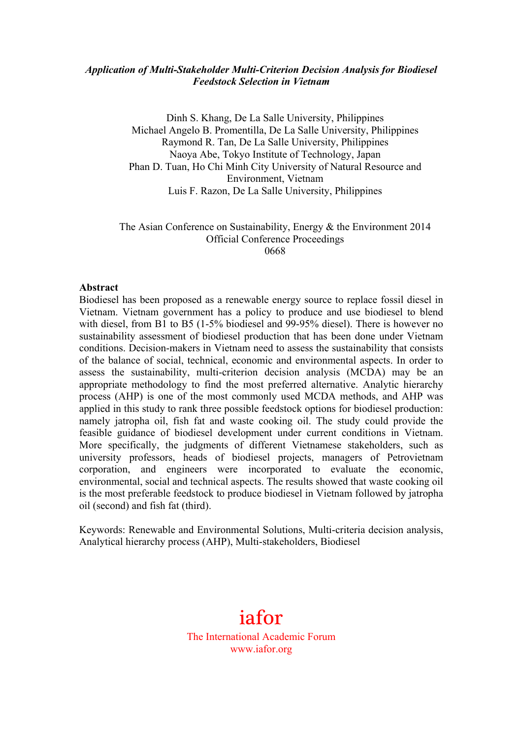***Application of Multi-Stakeholder Multi-Criterion Decision Analysis for Biodiesel Feedstock Selection in Vietnam***

Dinh S. Khang, De La Salle University, Philippines
Michael Angelo B. Promentilla, De La Salle University, Philippines
Raymond R. Tan, De La Salle University, Philippines
Naoya Abe, Tokyo Institute of Technology, Japan
Phan D. Tuan, Ho Chi Minh City University of Natural Resource and Environment, Vietnam
Luis F. Razon, De La Salle University, Philippines

The Asian Conference on Sustainability, Energy & the Environment 2014
Official Conference Proceedings
0668

**Abstract**

Biodiesel has been proposed as a renewable energy source to replace fossil diesel in Vietnam. Vietnam government has a policy to produce and use biodiesel to blend with diesel, from B1 to B5 (1-5% biodiesel and 99-95% diesel). There is however no sustainability assessment of biodiesel production that has been done under Vietnam conditions. Decision-makers in Vietnam need to assess the sustainability that consists of the balance of social, technical, economic and environmental aspects. In order to assess the sustainability, multi-criterion decision analysis (MCDA) may be an appropriate methodology to find the most preferred alternative. Analytic hierarchy process (AHP) is one of the most commonly used MCDA methods, and AHP was applied in this study to rank three possible feedstock options for biodiesel production: namely jatropha oil, fish fat and waste cooking oil. The study could provide the feasible guidance of biodiesel development under current conditions in Vietnam. More specifically, the judgments of different Vietnamese stakeholders, such as university professors, heads of biodiesel projects, managers of Petrovietnam corporation, and engineers were incorporated to evaluate the economic, environmental, social and technical aspects. The results showed that waste cooking oil is the most preferable feedstock to produce biodiesel in Vietnam followed by jatropha oil (second) and fish fat (third).

Keywords: Renewable and Environmental Solutions, Multi-criteria decision analysis, Analytical hierarchy process (AHP), Multi-stakeholders, Biodiesel

iafor
The International Academic Forum
www.iafor.org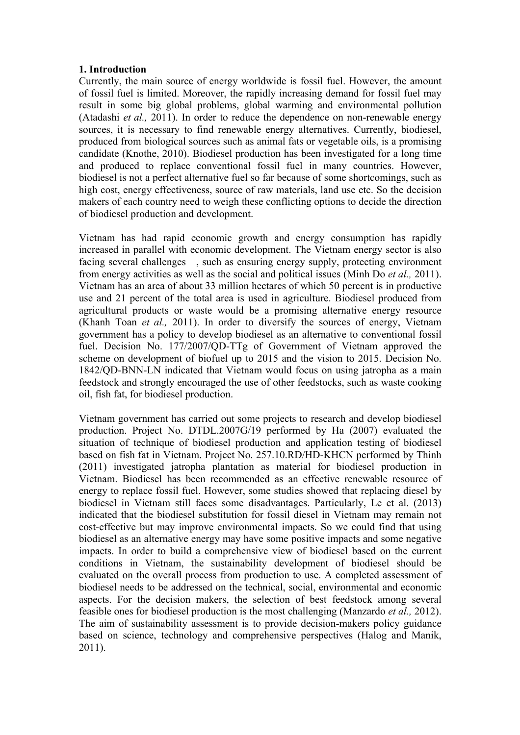### 1. Introduction

Currently, the main source of energy worldwide is fossil fuel. However, the amount of fossil fuel is limited. Moreover, the rapidly increasing demand for fossil fuel may result in some big global problems, global warming and environmental pollution (Atadashi *et al.,* 2011). In order to reduce the dependence on non-renewable energy sources, it is necessary to find renewable energy alternatives. Currently, biodiesel, produced from biological sources such as animal fats or vegetable oils, is a promising candidate (Knothe, 2010). Biodiesel production has been investigated for a long time and produced to replace conventional fossil fuel in many countries. However, biodiesel is not a perfect alternative fuel so far because of some shortcomings, such as high cost, energy effectiveness, source of raw materials, land use etc. So the decision makers of each country need to weigh these conflicting options to decide the direction of biodiesel production and development.

Vietnam has had rapid economic growth and energy consumption has rapidly increased in parallel with economic development. The Vietnam energy sector is also facing several challenges , such as ensuring energy supply, protecting environment from energy activities as well as the social and political issues (Minh Do *et al.,* 2011). Vietnam has an area of about 33 million hectares of which 50 percent is in productive use and 21 percent of the total area is used in agriculture. Biodiesel produced from agricultural products or waste would be a promising alternative energy resource (Khanh Toan *et al.,* 2011). In order to diversify the sources of energy, Vietnam government has a policy to develop biodiesel as an alternative to conventional fossil fuel. Decision No. 177/2007/QD-TTg of Government of Vietnam approved the scheme on development of biofuel up to 2015 and the vision to 2015. Decision No. 1842/QD-BNN-LN indicated that Vietnam would focus on using jatropha as a main feedstock and strongly encouraged the use of other feedstocks, such as waste cooking oil, fish fat, for biodiesel production.

Vietnam government has carried out some projects to research and develop biodiesel production. Project No. DTDL.2007G/19 performed by Ha (2007) evaluated the situation of technique of biodiesel production and application testing of biodiesel based on fish fat in Vietnam. Project No. 257.10.RD/HD-KHCN performed by Thinh (2011) investigated jatropha plantation as material for biodiesel production in Vietnam. Biodiesel has been recommended as an effective renewable resource of energy to replace fossil fuel. However, some studies showed that replacing diesel by biodiesel in Vietnam still faces some disadvantages. Particularly, Le et al. (2013) indicated that the biodiesel substitution for fossil diesel in Vietnam may remain not cost-effective but may improve environmental impacts. So we could find that using biodiesel as an alternative energy may have some positive impacts and some negative impacts. In order to build a comprehensive view of biodiesel based on the current conditions in Vietnam, the sustainability development of biodiesel should be evaluated on the overall process from production to use. A completed assessment of biodiesel needs to be addressed on the technical, social, environmental and economic aspects. For the decision makers, the selection of best feedstock among several feasible ones for biodiesel production is the most challenging (Manzardo *et al.,* 2012). The aim of sustainability assessment is to provide decision-makers policy guidance based on science, technology and comprehensive perspectives (Halog and Manik, 2011).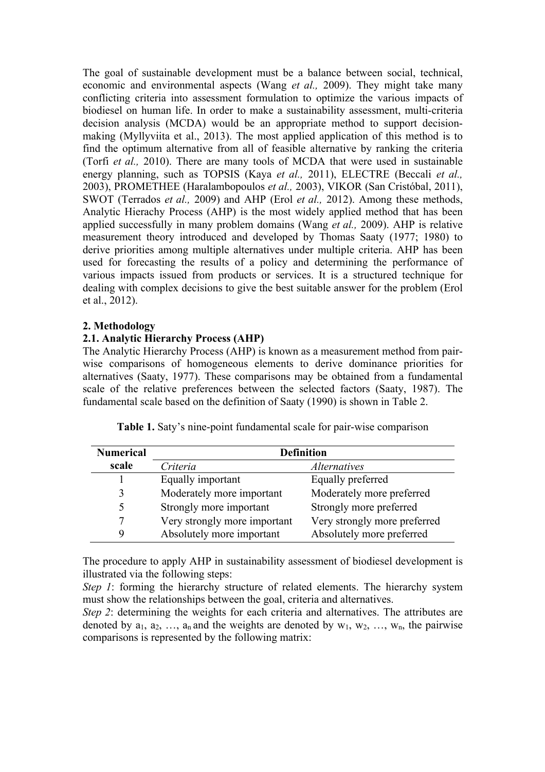The goal of sustainable development must be a balance between social, technical, economic and environmental aspects (Wang *et al.,* 2009). They might take many conflicting criteria into assessment formulation to optimize the various impacts of biodiesel on human life. In order to make a sustainability assessment, multi-criteria decision analysis (MCDA) would be an appropriate method to support decision-making (Myllyviita et al., 2013). The most applied application of this method is to find the optimum alternative from all of feasible alternative by ranking the criteria (Torfi *et al.,* 2010). There are many tools of MCDA that were used in sustainable energy planning, such as TOPSIS (Kaya *et al.,* 2011), ELECTRE (Beccali *et al.,* 2003), PROMETHEE (Haralambopoulos *et al.,* 2003), VIKOR (San Cristóbal, 2011), SWOT (Terrados *et al.,* 2009) and AHP (Erol *et al.,* 2012). Among these methods, Analytic Hierachy Process (AHP) is the most widely applied method that has been applied successfully in many problem domains (Wang *et al.,* 2009). AHP is relative measurement theory introduced and developed by Thomas Saaty (1977; 1980) to derive priorities among multiple alternatives under multiple criteria. AHP has been used for forecasting the results of a policy and determining the performance of various impacts issued from products or services. It is a structured technique for dealing with complex decisions to give the best suitable answer for the problem (Erol et al., 2012).

## 2. Methodology

### 2.1. Analytic Hierarchy Process (AHP)

The Analytic Hierarchy Process (AHP) is known as a measurement method from pair-wise comparisons of homogeneous elements to derive dominance priorities for alternatives (Saaty, 1977). These comparisons may be obtained from a fundamental scale of the relative preferences between the selected factors (Saaty, 1987). The fundamental scale based on the definition of Saaty (1990) is shown in Table 2.

**Table 1.** Saty's nine-point fundamental scale for pair-wise comparison

| Numerical scale | Definition | |
|---|---|---|
| | *Criteria* | *Alternatives* |
| 1 | Equally important | Equally preferred |
| 3 | Moderately more important | Moderately more preferred |
| 5 | Strongly more important | Strongly more preferred |
| 7 | Very strongly more important | Very strongly more preferred |
| 9 | Absolutely more important | Absolutely more preferred |

The procedure to apply AHP in sustainability assessment of biodiesel development is illustrated via the following steps:

*Step 1*: forming the hierarchy structure of related elements. The hierarchy system must show the relationships between the goal, criteria and alternatives.

*Step 2*: determining the weights for each criteria and alternatives. The attributes are denoted by $a_1, a_2, \ldots, a_n$ and the weights are denoted by $w_1, w_2, \ldots, w_n$, the pairwise comparisons is represented by the following matrix: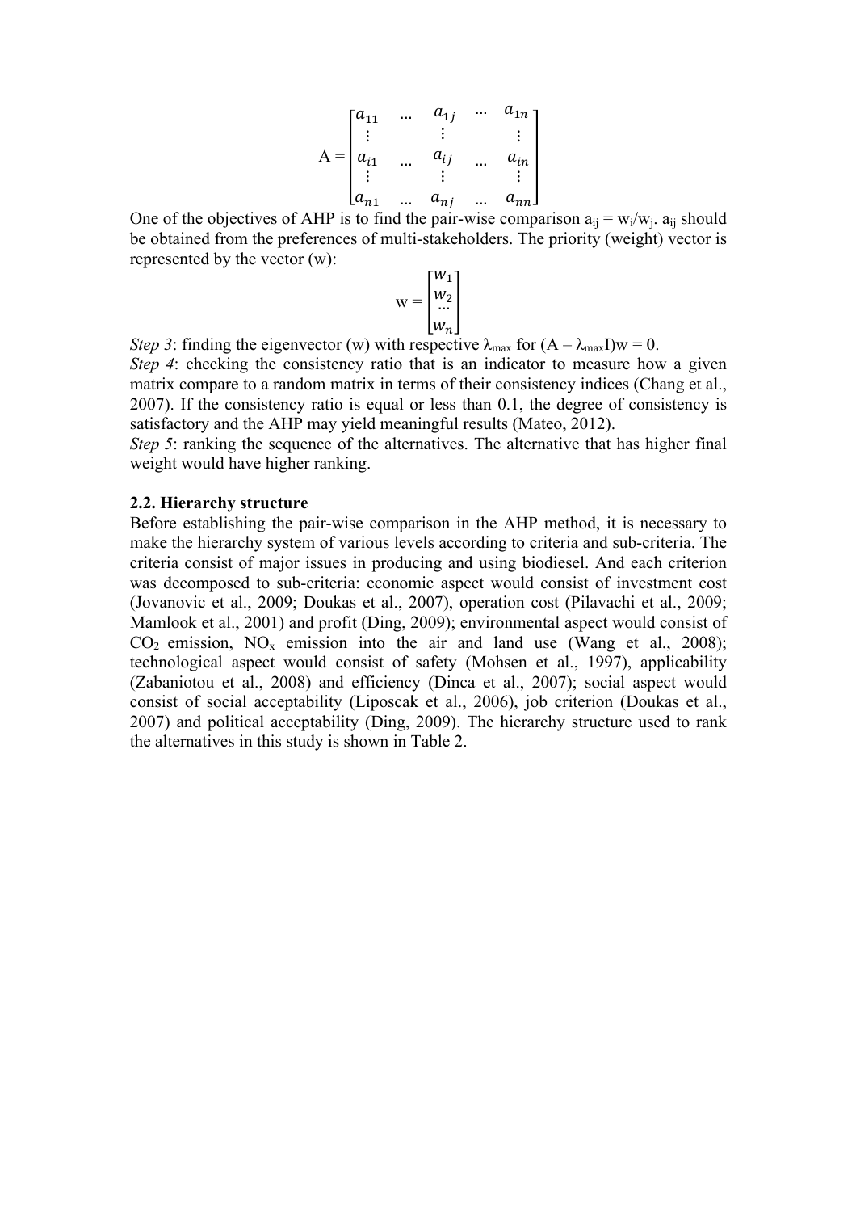$$
A = \begin{bmatrix} a_{11} & \dots & a_{1j} & \dots & a_{1n} \\ \vdots & & \vdots & & \vdots \\ a_{i1} & \dots & a_{ij} & \dots & a_{in} \\ \vdots & & \vdots & & \vdots \\ a_{n1} & \dots & a_{nj} & \dots & a_{nn} \end{bmatrix}
$$

One of the objectives of AHP is to find the pair-wise comparison $a_{ij} = w_i/w_j$. $a_{ij}$ should be obtained from the preferences of multi-stakeholders. The priority (weight) vector is represented by the vector (w):

$$
w = \begin{bmatrix} w_1 \\ w_2 \\ \dots \\ w_n \end{bmatrix}
$$

*Step 3*: finding the eigenvector (w) with respective $\lambda_{max}$ for $(A - \lambda_{max}I)w = 0$.

*Step 4*: checking the consistency ratio that is an indicator to measure how a given matrix compare to a random matrix in terms of their consistency indices (Chang et al., 2007). If the consistency ratio is equal or less than 0.1, the degree of consistency is satisfactory and the AHP may yield meaningful results (Mateo, 2012).

*Step 5*: ranking the sequence of the alternatives. The alternative that has higher final weight would have higher ranking.

## 2.2. Hierarchy structure

Before establishing the pair-wise comparison in the AHP method, it is necessary to make the hierarchy system of various levels according to criteria and sub-criteria. The criteria consist of major issues in producing and using biodiesel. And each criterion was decomposed to sub-criteria: economic aspect would consist of investment cost (Jovanovic et al., 2009; Doukas et al., 2007), operation cost (Pilavachi et al., 2009; Mamlook et al., 2001) and profit (Ding, 2009); environmental aspect would consist of $CO_2$ emission, $NO_x$ emission into the air and land use (Wang et al., 2008); technological aspect would consist of safety (Mohsen et al., 1997), applicability (Zabaniotou et al., 2008) and efficiency (Dinca et al., 2007); social aspect would consist of social acceptability (Liposcak et al., 2006), job criterion (Doukas et al., 2007) and political acceptability (Ding, 2009). The hierarchy structure used to rank the alternatives in this study is shown in Table 2.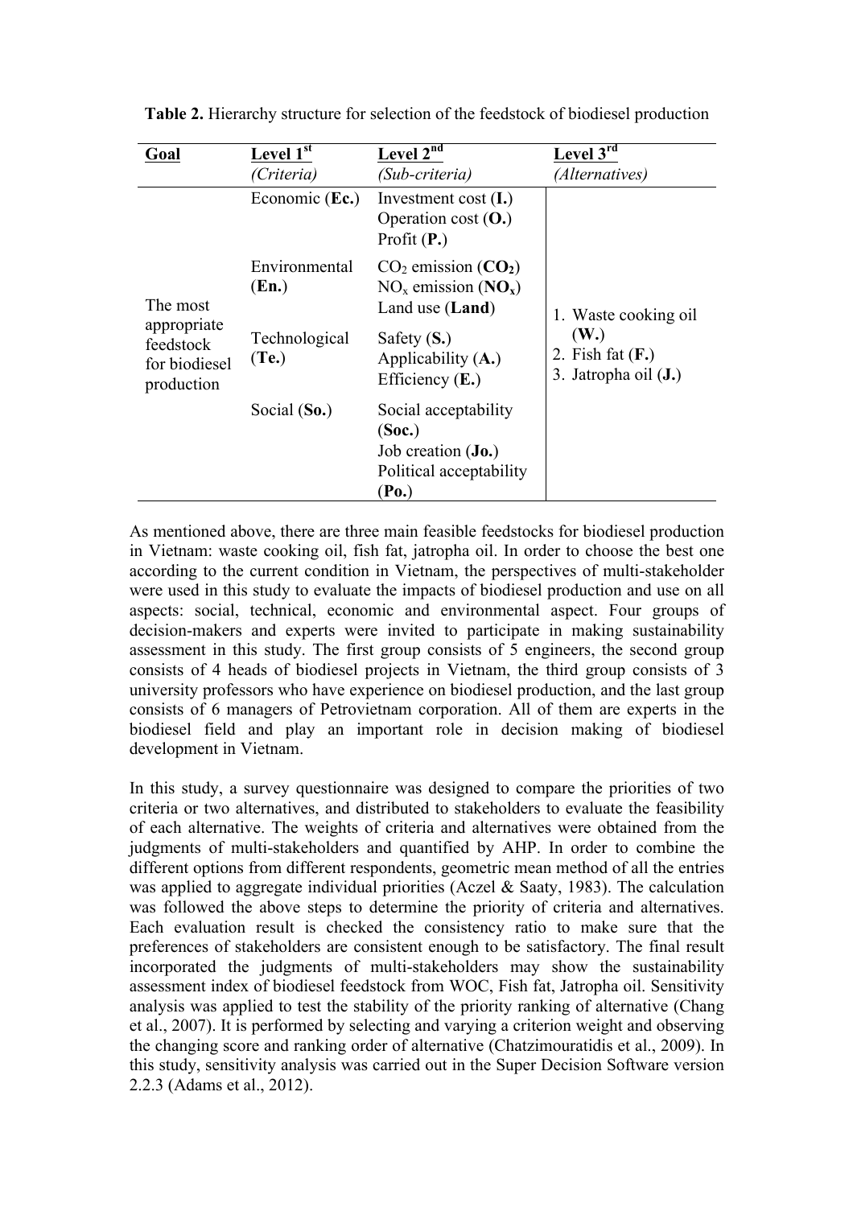**Table 2.** Hierarchy structure for selection of the feedstock of biodiesel production

| Goal | Level 1[st] *(Criteria)* | Level 2[nd] *(Sub-criteria)* | Level 3[rd] *(Alternatives)* |
|---|---|---|---|
| The most appropriate feedstock for biodiesel production | Economic (**Ec.**) | Investment cost (**I.**)<br>Operation cost (**O.**)<br>Profit (**P.**) | 1. Waste cooking oil (**W.**)<br>2. Fish fat (**F.**)<br>3. Jatropha oil (**J.**) |
| | Environmental (**En.**) | $CO_2$ emission (**$CO_2$**)<br>$NO_x$ emission (**$NO_x$**)<br>Land use (**Land**) | |
| | Technological (**Te.**) | Safety (**S.**)<br>Applicability (**A.**)<br>Efficiency (**E.**) | |
| | Social (**So.**) | Social acceptability (**Soc.**)<br>Job creation (**Jo.**)<br>Political acceptability (**Po.**) | |

As mentioned above, there are three main feasible feedstocks for biodiesel production in Vietnam: waste cooking oil, fish fat, jatropha oil. In order to choose the best one according to the current condition in Vietnam, the perspectives of multi-stakeholder were used in this study to evaluate the impacts of biodiesel production and use on all aspects: social, technical, economic and environmental aspect. Four groups of decision-makers and experts were invited to participate in making sustainability assessment in this study. The first group consists of 5 engineers, the second group consists of 4 heads of biodiesel projects in Vietnam, the third group consists of 3 university professors who have experience on biodiesel production, and the last group consists of 6 managers of Petrovietnam corporation. All of them are experts in the biodiesel field and play an important role in decision making of biodiesel development in Vietnam.

In this study, a survey questionnaire was designed to compare the priorities of two criteria or two alternatives, and distributed to stakeholders to evaluate the feasibility of each alternative. The weights of criteria and alternatives were obtained from the judgments of multi-stakeholders and quantified by AHP. In order to combine the different options from different respondents, geometric mean method of all the entries was applied to aggregate individual priorities (Aczel & Saaty, 1983). The calculation was followed the above steps to determine the priority of criteria and alternatives. Each evaluation result is checked the consistency ratio to make sure that the preferences of stakeholders are consistent enough to be satisfactory. The final result incorporated the judgments of multi-stakeholders may show the sustainability assessment index of biodiesel feedstock from WOC, Fish fat, Jatropha oil. Sensitivity analysis was applied to test the stability of the priority ranking of alternative (Chang et al., 2007). It is performed by selecting and varying a criterion weight and observing the changing score and ranking order of alternative (Chatzimouratidis et al., 2009). In this study, sensitivity analysis was carried out in the Super Decision Software version 2.2.3 (Adams et al., 2012).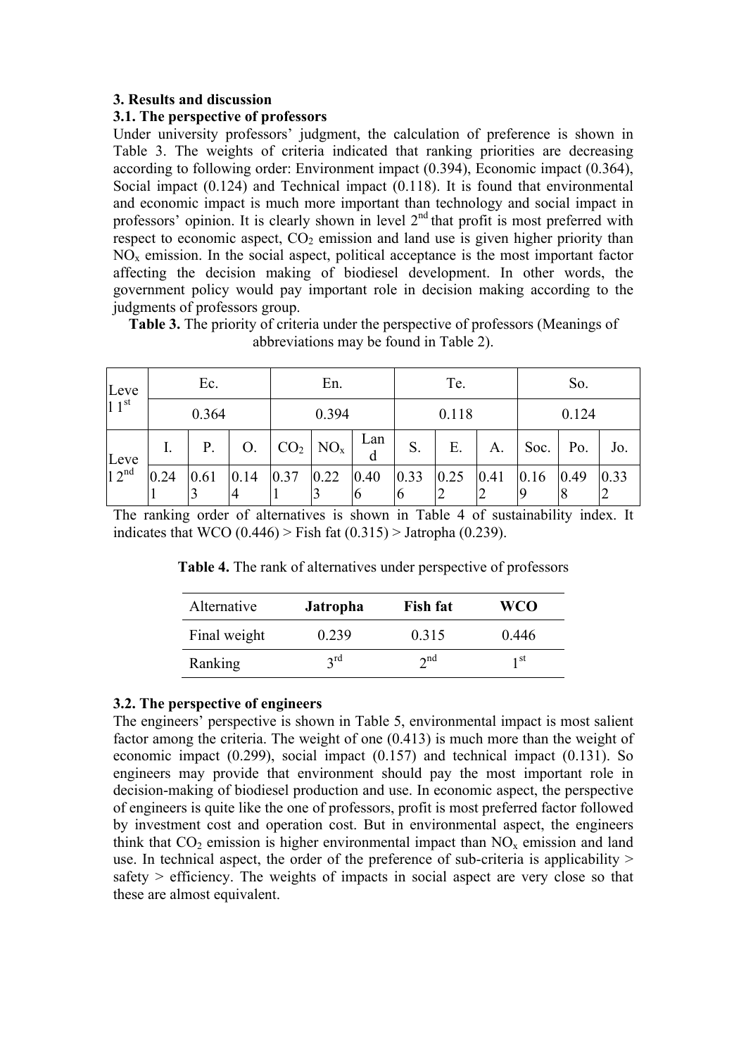### 3. Results and discussion

#### 3.1. The perspective of professors

Under university professors' judgment, the calculation of preference is shown in Table 3. The weights of criteria indicated that ranking priorities are decreasing according to following order: Environment impact (0.394), Economic impact (0.364), Social impact (0.124) and Technical impact (0.118). It is found that environmental and economic impact is much more important than technology and social impact in professors' opinion. It is clearly shown in level 2nd that profit is most preferred with respect to economic aspect, $CO_2$ emission and land use is given higher priority than $NO_x$ emission. In the social aspect, political acceptance is the most important factor affecting the decision making of biodiesel development. In other words, the government policy would pay important role in decision making according to the judgments of professors group.

**Table 3.** The priority of criteria under the perspective of professors (Meanings of abbreviations may be found in Table 2).

| Level 1st | Ec. | | | En. | | | Te. | | | So. | | |
|---|---|---|---|---|---|---|---|---|---|---|---|---|
| | 0.364 | | | 0.394 | | | 0.118 | | | 0.124 | | |
| Level 2nd | I. | P. | O. | $CO_2$ | $NO_x$ | Land | S. | E. | A. | Soc. | Po. | Jo. |
| | 0.241 | 0.613 | 0.144 | 0.371 | 0.223 | 0.406 | 0.336 | 0.252 | 0.412 | 0.169 | 0.498 | 0.332 |

The ranking order of alternatives is shown in Table 4 of sustainability index. It indicates that WCO (0.446) > Fish fat (0.315) > Jatropha (0.239).

**Table 4.** The rank of alternatives under perspective of professors

| Alternative | **Jatropha** | **Fish fat** | **WCO** |
|---|---|---|---|
| Final weight | 0.239 | 0.315 | 0.446 |
| Ranking | 3rd | 2nd | 1st |

#### 3.2. The perspective of engineers

The engineers' perspective is shown in Table 5, environmental impact is most salient factor among the criteria. The weight of one (0.413) is much more than the weight of economic impact (0.299), social impact (0.157) and technical impact (0.131). So engineers may provide that environment should pay the most important role in decision-making of biodiesel production and use. In economic aspect, the perspective of engineers is quite like the one of professors, profit is most preferred factor followed by investment cost and operation cost. But in environmental aspect, the engineers think that $CO_2$ emission is higher environmental impact than $NO_x$ emission and land use. In technical aspect, the order of the preference of sub-criteria is applicability > safety > efficiency. The weights of impacts in social aspect are very close so that these are almost equivalent.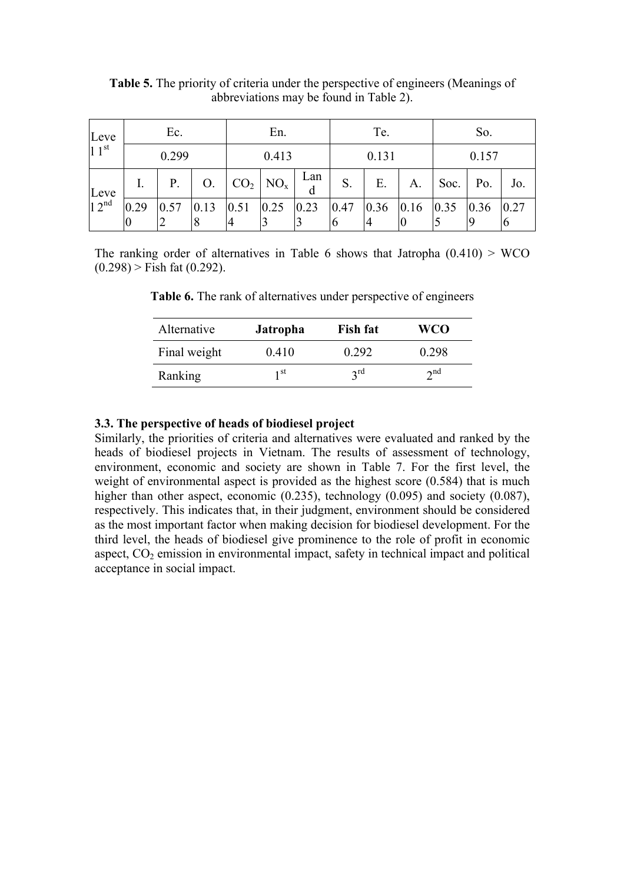**Table 5.** The priority of criteria under the perspective of engineers (Meanings of abbreviations may be found in Table 2).

| Level 1st | Ec. | | | En. | | | Te. | | | So. | | |
|---|---|---|---|---|---|---|---|---|---|---|---|---|
| | 0.299 | | | 0.413 | | | 0.131 | | | 0.157 | | |
| Level 2nd | I. | P. | O. | $CO_2$ | $NO_x$ | Land | S. | E. | A. | Soc. | Po. | Jo. |
| | 0.290 | 0.572 | 0.138 | 0.514 | 0.253 | 0.233 | 0.476 | 0.364 | 0.160 | 0.355 | 0.369 | 0.276 |

The ranking order of alternatives in Table 6 shows that Jatropha (0.410) > WCO (0.298) > Fish fat (0.292).

**Table 6.** The rank of alternatives under perspective of engineers

| Alternative | **Jatropha** | **Fish fat** | **WCO** |
|---|---|---|---|
| Final weight | 0.410 | 0.292 | 0.298 |
| Ranking | 1st | 3rd | 2nd |

### 3.3. The perspective of heads of biodiesel project

Similarly, the priorities of criteria and alternatives were evaluated and ranked by the heads of biodiesel projects in Vietnam. The results of assessment of technology, environment, economic and society are shown in Table 7. For the first level, the weight of environmental aspect is provided as the highest score (0.584) that is much higher than other aspect, economic (0.235), technology (0.095) and society (0.087), respectively. This indicates that, in their judgment, environment should be considered as the most important factor when making decision for biodiesel development. For the third level, the heads of biodiesel give prominence to the role of profit in economic aspect, $CO_2$ emission in environmental impact, safety in technical impact and political acceptance in social impact.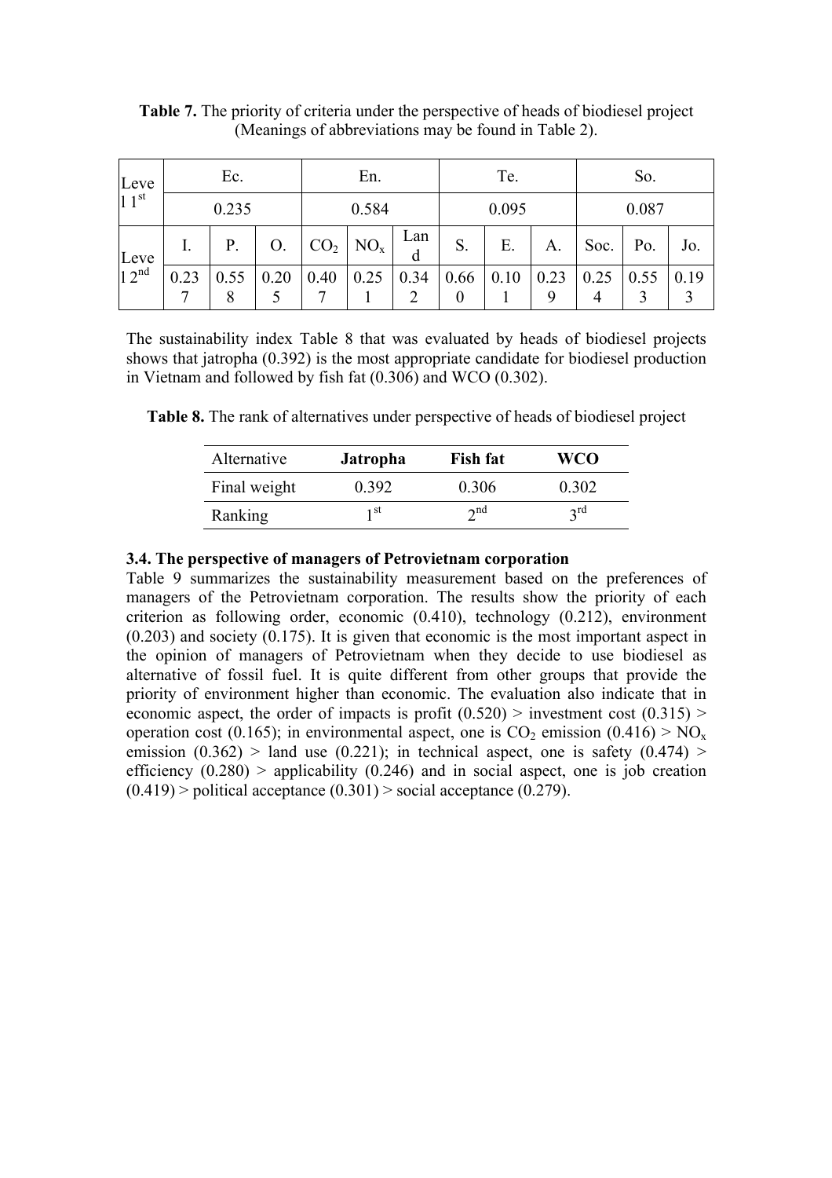**Table 7.** The priority of criteria under the perspective of heads of biodiesel project (Meanings of abbreviations may be found in Table 2).

| Level 1st | Ec. | | | En. | | | Te. | | | So. | | |
|---|---|---|---|---|---|---|---|---|---|---|---|---|
| | 0.235 | | | 0.584 | | | 0.095 | | | 0.087 | | |
| Level 2nd | I. | P. | O. | $CO_2$ | $NO_x$ | Land | S. | E. | A. | Soc. | Po. | Jo. |
| | 0.237 | 0.558 | 0.205 | 0.407 | 0.251 | 0.342 | 0.660 | 0.101 | 0.239 | 0.254 | 0.553 | 0.193 |

The sustainability index Table 8 that was evaluated by heads of biodiesel projects shows that jatropha (0.392) is the most appropriate candidate for biodiesel production in Vietnam and followed by fish fat (0.306) and WCO (0.302).

**Table 8.** The rank of alternatives under perspective of heads of biodiesel project

| Alternative | **Jatropha** | **Fish fat** | **WCO** |
|---|---|---|---|
| Final weight | 0.392 | 0.306 | 0.302 |
| Ranking | 1st | 2nd | 3rd |

### 3.4. The perspective of managers of Petrovietnam corporation

Table 9 summarizes the sustainability measurement based on the preferences of managers of the Petrovietnam corporation. The results show the priority of each criterion as following order, economic (0.410), technology (0.212), environment (0.203) and society (0.175). It is given that economic is the most important aspect in the opinion of managers of Petrovietnam when they decide to use biodiesel as alternative of fossil fuel. It is quite different from other groups that provide the priority of environment higher than economic. The evaluation also indicate that in economic aspect, the order of impacts is profit (0.520) > investment cost (0.315) > operation cost (0.165); in environmental aspect, one is $CO_2$ emission (0.416) > $NO_x$ emission (0.362) > land use (0.221); in technical aspect, one is safety (0.474) > efficiency (0.280) > applicability (0.246) and in social aspect, one is job creation (0.419) > political acceptance (0.301) > social acceptance (0.279).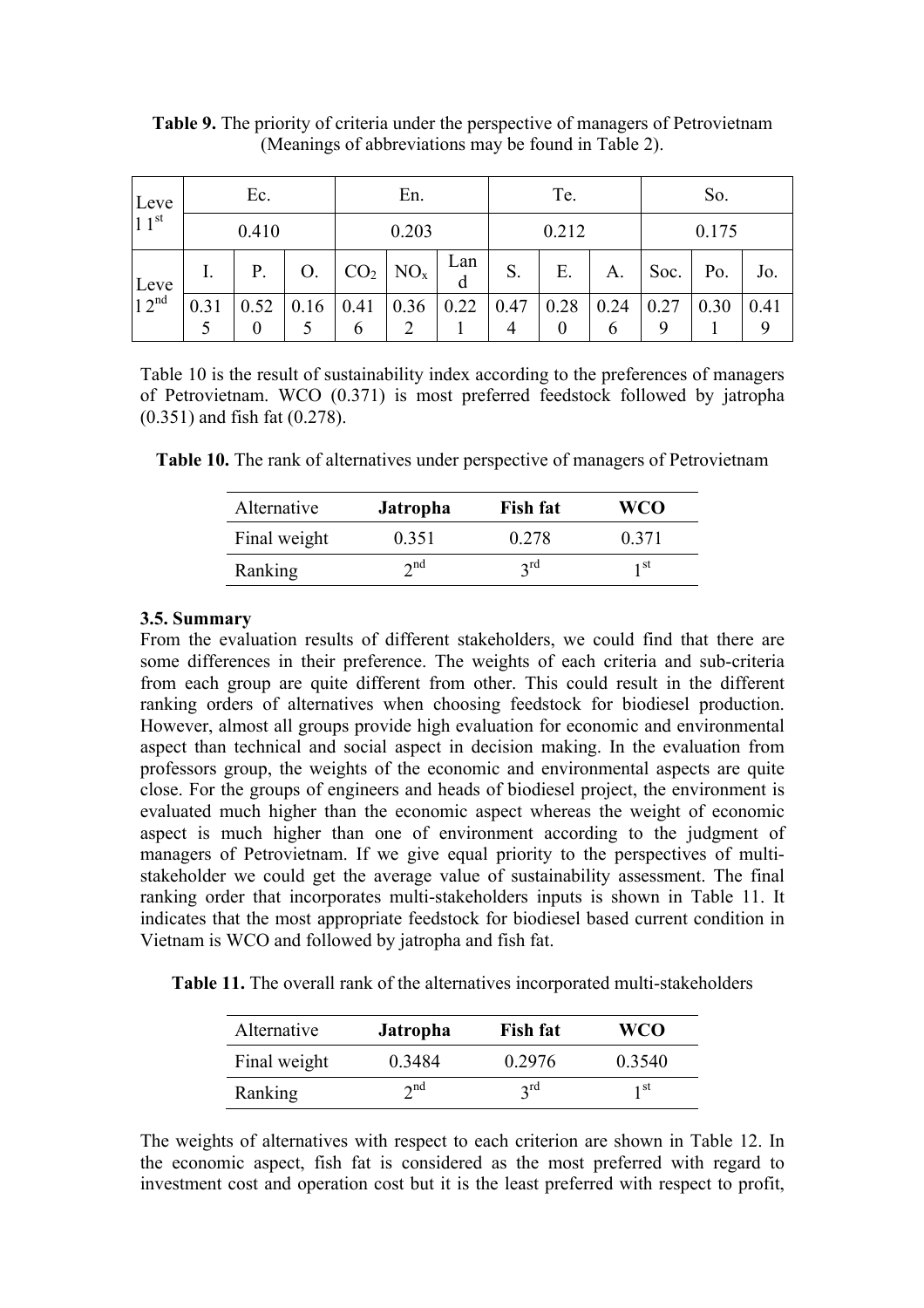**Table 9.** The priority of criteria under the perspective of managers of Petrovietnam (Meanings of abbreviations may be found in Table 2).

| Level 1st | Ec. | | | En. | | | Te. | | | So. | | |
|---|---|---|---|---|---|---|---|---|---|---|---|---|
| | 0.410 | | | 0.203 | | | 0.212 | | | 0.175 | | |
| Level 2nd | I. | P. | O. | $CO_2$ | $NO_x$ | Land | S. | E. | A. | Soc. | Po. | Jo. |
| | 0.315 | 0.520 | 0.165 | 0.416 | 0.362 | 0.221 | 0.474 | 0.280 | 0.246 | 0.279 | 0.301 | 0.419 |

Table 10 is the result of sustainability index according to the preferences of managers of Petrovietnam. WCO (0.371) is most preferred feedstock followed by jatropha (0.351) and fish fat (0.278).

**Table 10.** The rank of alternatives under perspective of managers of Petrovietnam

| Alternative | **Jatropha** | **Fish fat** | **WCO** |
|---|---|---|---|
| Final weight | 0.351 | 0.278 | 0.371 |
| Ranking | 2nd | 3rd | 1st |

### 3.5. Summary

From the evaluation results of different stakeholders, we could find that there are some differences in their preference. The weights of each criteria and sub-criteria from each group are quite different from other. This could result in the different ranking orders of alternatives when choosing feedstock for biodiesel production. However, almost all groups provide high evaluation for economic and environmental aspect than technical and social aspect in decision making. In the evaluation from professors group, the weights of the economic and environmental aspects are quite close. For the groups of engineers and heads of biodiesel project, the environment is evaluated much higher than the economic aspect whereas the weight of economic aspect is much higher than one of environment according to the judgment of managers of Petrovietnam. If we give equal priority to the perspectives of multi-stakeholder we could get the average value of sustainability assessment. The final ranking order that incorporates multi-stakeholders inputs is shown in Table 11. It indicates that the most appropriate feedstock for biodiesel based current condition in Vietnam is WCO and followed by jatropha and fish fat.

**Table 11.** The overall rank of the alternatives incorporated multi-stakeholders

| Alternative | **Jatropha** | **Fish fat** | **WCO** |
|---|---|---|---|
| Final weight | 0.3484 | 0.2976 | 0.3540 |
| Ranking | 2nd | 3rd | 1st |

The weights of alternatives with respect to each criterion are shown in Table 12. In the economic aspect, fish fat is considered as the most preferred with regard to investment cost and operation cost but it is the least preferred with respect to profit,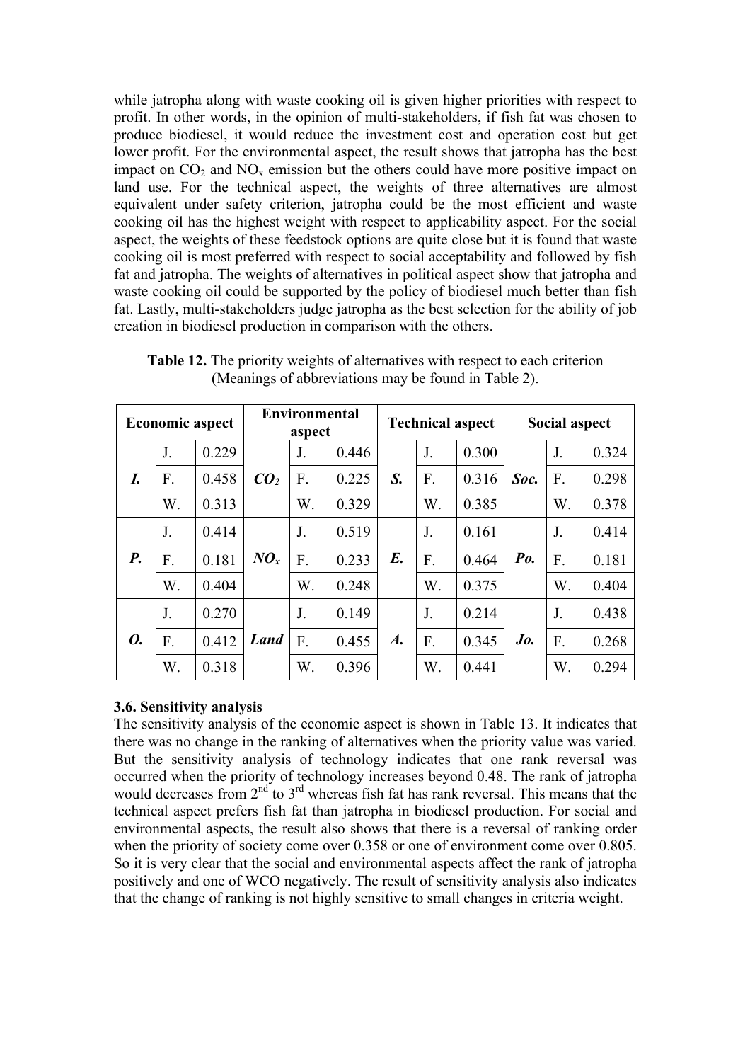while jatropha along with waste cooking oil is given higher priorities with respect to profit. In other words, in the opinion of multi-stakeholders, if fish fat was chosen to produce biodiesel, it would reduce the investment cost and operation cost but get lower profit. For the environmental aspect, the result shows that jatropha has the best impact on $CO_2$ and $NO_x$ emission but the others could have more positive impact on land use. For the technical aspect, the weights of three alternatives are almost equivalent under safety criterion, jatropha could be the most efficient and waste cooking oil has the highest weight with respect to applicability aspect. For the social aspect, the weights of these feedstock options are quite close but it is found that waste cooking oil is most preferred with respect to social acceptability and followed by fish fat and jatropha. The weights of alternatives in political aspect show that jatropha and waste cooking oil could be supported by the policy of biodiesel much better than fish fat. Lastly, multi-stakeholders judge jatropha as the best selection for the ability of job creation in biodiesel production in comparison with the others.

**Table 12.** The priority weights of alternatives with respect to each criterion (Meanings of abbreviations may be found in Table 2).

| Economic aspect | | | Environmental aspect | | | Technical aspect | | | Social aspect | | |
|---|---|---|---|---|---|---|---|---|---|---|---|
| ***I.*** | J. | 0.229 | ***$CO_2$*** | J. | 0.446 | ***S.*** | J. | 0.300 | ***Soc.*** | J. | 0.324 |
| | F. | 0.458 | | F. | 0.225 | | F. | 0.316 | | F. | 0.298 |
| | W. | 0.313 | | W. | 0.329 | | W. | 0.385 | | W. | 0.378 |
| ***P.*** | J. | 0.414 | ***$NO_x$*** | J. | 0.519 | ***E.*** | J. | 0.161 | ***Po.*** | J. | 0.414 |
| | F. | 0.181 | | F. | 0.233 | | F. | 0.464 | | F. | 0.181 |
| | W. | 0.404 | | W. | 0.248 | | W. | 0.375 | | W. | 0.404 |
| ***O.*** | J. | 0.270 | ***Land*** | J. | 0.149 | ***A.*** | J. | 0.214 | ***Jo.*** | J. | 0.438 |
| | F. | 0.412 | | F. | 0.455 | | F. | 0.345 | | F. | 0.268 |
| | W. | 0.318 | | W. | 0.396 | | W. | 0.441 | | W. | 0.294 |

### 3.6. Sensitivity analysis

The sensitivity analysis of the economic aspect is shown in Table 13. It indicates that there was no change in the ranking of alternatives when the priority value was varied. But the sensitivity analysis of technology indicates that one rank reversal was occurred when the priority of technology increases beyond 0.48. The rank of jatropha would decreases from 2nd to 3rd whereas fish fat has rank reversal. This means that the technical aspect prefers fish fat than jatropha in biodiesel production. For social and environmental aspects, the result also shows that there is a reversal of ranking order when the priority of society come over 0.358 or one of environment come over 0.805. So it is very clear that the social and environmental aspects affect the rank of jatropha positively and one of WCO negatively. The result of sensitivity analysis also indicates that the change of ranking is not highly sensitive to small changes in criteria weight.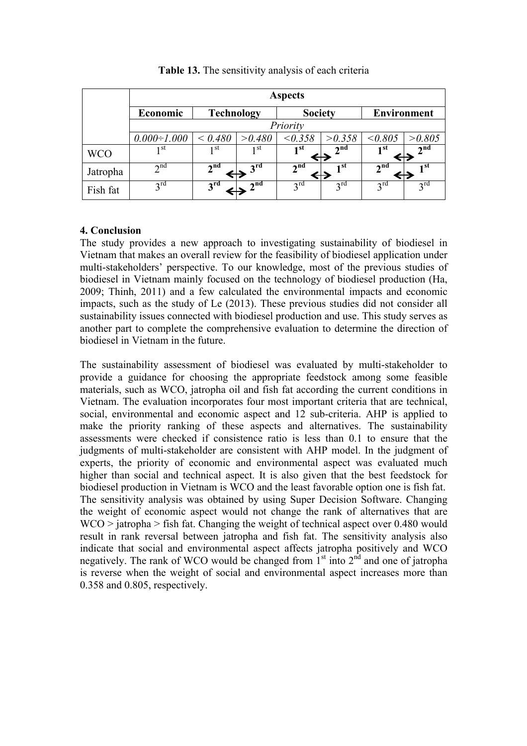**Table 13.** The sensitivity analysis of each criteria

| | Aspects | | | | | | |
|---|---|---|---|---|---|---|---|
| | **Economic** | **Technology** | | **Society** | | **Environment** | |
| | *Priority* | | | | | | |
| | *0.000÷1.000* | *< 0.480* | *>0.480* | *<0.358* | *>0.358* | *<0.805* | *>0.805* |
| WCO | 1st | 1st | 1st | **1st** ↔ | **2nd** | **1st** ↔ | **2nd** |
| Jatropha | 2nd | **2nd** ↔ | **3rd** | **2nd** ↔ | **1st** | **2nd** ↔ | **1st** |
| Fish fat | 3rd | **3rd** ↔ | **2nd** | 3rd | 3rd | 3rd | 3rd |

## 4. Conclusion

The study provides a new approach to investigating sustainability of biodiesel in Vietnam that makes an overall review for the feasibility of biodiesel application under multi-stakeholders' perspective. To our knowledge, most of the previous studies of biodiesel in Vietnam mainly focused on the technology of biodiesel production (Ha, 2009; Thinh, 2011) and a few calculated the environmental impacts and economic impacts, such as the study of Le (2013). These previous studies did not consider all sustainability issues connected with biodiesel production and use. This study serves as another part to complete the comprehensive evaluation to determine the direction of biodiesel in Vietnam in the future.

The sustainability assessment of biodiesel was evaluated by multi-stakeholder to provide a guidance for choosing the appropriate feedstock among some feasible materials, such as WCO, jatropha oil and fish fat according the current conditions in Vietnam. The evaluation incorporates four most important criteria that are technical, social, environmental and economic aspect and 12 sub-criteria. AHP is applied to make the priority ranking of these aspects and alternatives. The sustainability assessments were checked if consistence ratio is less than 0.1 to ensure that the judgments of multi-stakeholder are consistent with AHP model. In the judgment of experts, the priority of economic and environmental aspect was evaluated much higher than social and technical aspect. It is also given that the best feedstock for biodiesel production in Vietnam is WCO and the least favorable option one is fish fat. The sensitivity analysis was obtained by using Super Decision Software. Changing the weight of economic aspect would not change the rank of alternatives that are WCO > jatropha > fish fat. Changing the weight of technical aspect over 0.480 would result in rank reversal between jatropha and fish fat. The sensitivity analysis also indicate that social and environmental aspect affects jatropha positively and WCO negatively. The rank of WCO would be changed from 1st into 2nd and one of jatropha is reverse when the weight of social and environmental aspect increases more than 0.358 and 0.805, respectively.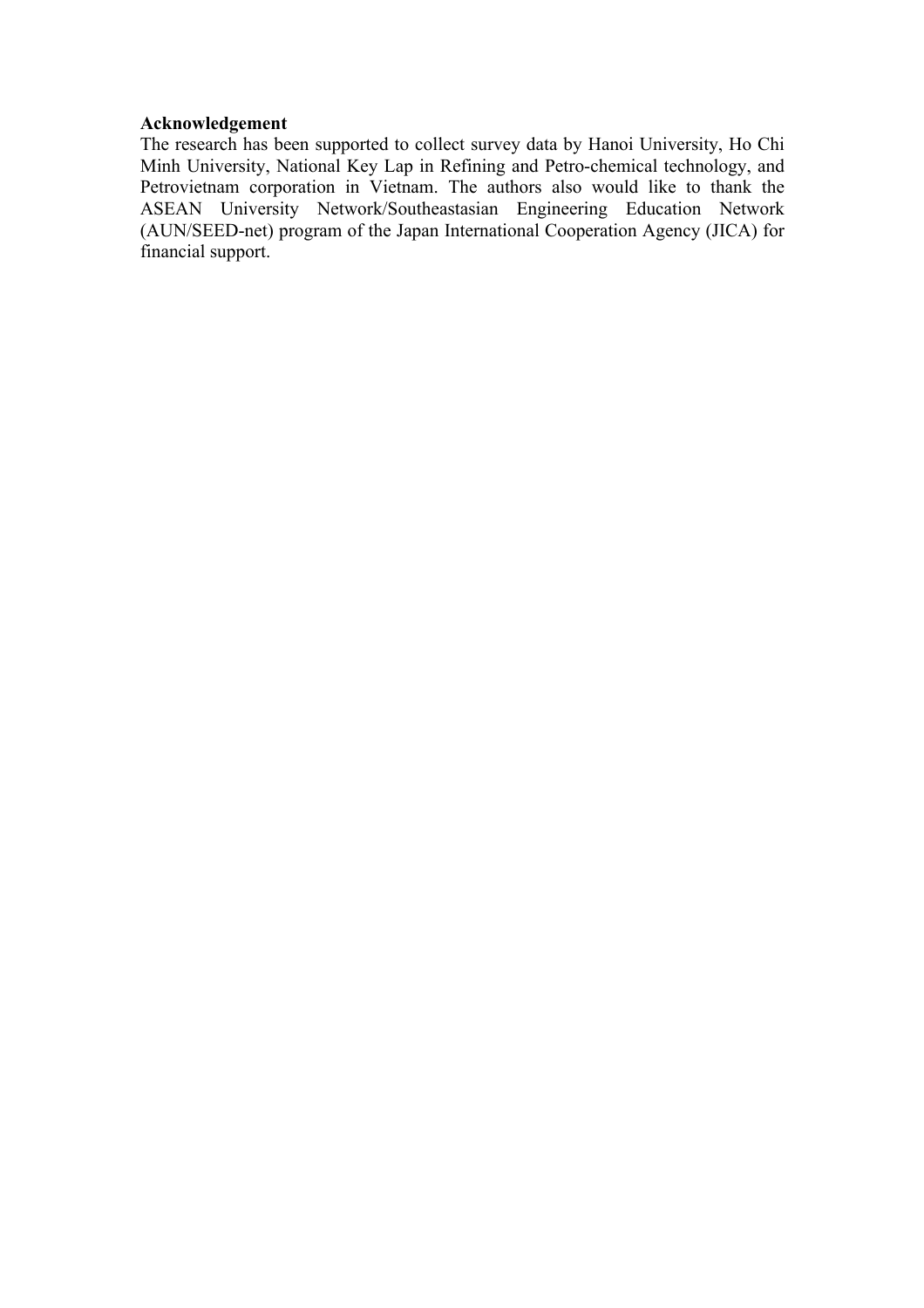**Acknowledgement**

The research has been supported to collect survey data by Hanoi University, Ho Chi Minh University, National Key Lap in Refining and Petro-chemical technology, and Petrovietnam corporation in Vietnam. The authors also would like to thank the ASEAN University Network/Southeastasian Engineering Education Network (AUN/SEED-net) program of the Japan International Cooperation Agency (JICA) for financial support.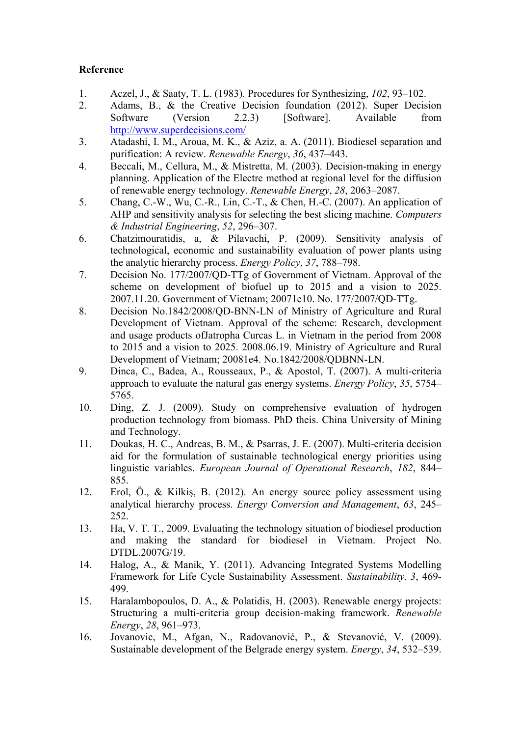**Reference**

1. Aczel, J., & Saaty, T. L. (1983). Procedures for Synthesizing, *102*, 93–102.
2. Adams, B., & the Creative Decision foundation (2012). Super Decision Software (Version 2.2.3) [Software]. Available from http://www.superdecisions.com/
3. Atadashi, I. M., Aroua, M. K., & Aziz, a. A. (2011). Biodiesel separation and purification: A review. *Renewable Energy*, *36*, 437–443.
4. Beccali, M., Cellura, M., & Mistretta, M. (2003). Decision-making in energy planning. Application of the Electre method at regional level for the diffusion of renewable energy technology. *Renewable Energy*, *28*, 2063–2087.
5. Chang, C.-W., Wu, C.-R., Lin, C.-T., & Chen, H.-C. (2007). An application of AHP and sensitivity analysis for selecting the best slicing machine. *Computers & Industrial Engineering*, *52*, 296–307.
6. Chatzimouratidis, a, & Pilavachi, P. (2009). Sensitivity analysis of technological, economic and sustainability evaluation of power plants using the analytic hierarchy process. *Energy Policy*, *37*, 788–798.
7. Decision No. 177/2007/QD-TTg of Government of Vietnam. Approval of the scheme on development of biofuel up to 2015 and a vision to 2025. 2007.11.20. Government of Vietnam; 20071e10. No. 177/2007/QD-TTg.
8. Decision No.1842/2008/QD-BNN-LN of Ministry of Agriculture and Rural Development of Vietnam. Approval of the scheme: Research, development and usage products ofJatropha Curcas L. in Vietnam in the period from 2008 to 2015 and a vision to 2025. 2008.06.19. Ministry of Agriculture and Rural Development of Vietnam; 20081e4. No.1842/2008/QDBNN-LN.
9. Dinca, C., Badea, A., Rousseaux, P., & Apostol, T. (2007). A multi-criteria approach to evaluate the natural gas energy systems. *Energy Policy*, *35*, 5754–5765.
10. Ding, Z. J. (2009). Study on comprehensive evaluation of hydrogen production technology from biomass. PhD theis. China University of Mining and Technology.
11. Doukas, H. C., Andreas, B. M., & Psarras, J. E. (2007). Multi-criteria decision aid for the formulation of sustainable technological energy priorities using linguistic variables. *European Journal of Operational Research*, *182*, 844–855.
12. Erol, Ö., & Kilkiş, B. (2012). An energy source policy assessment using analytical hierarchy process. *Energy Conversion and Management*, *63*, 245–252.
13. Ha, V. T. T., 2009. Evaluating the technology situation of biodiesel production and making the standard for biodiesel in Vietnam. Project No. DTDL.2007G/19.
14. Halog, A., & Manik, Y. (2011). Advancing Integrated Systems Modelling Framework for Life Cycle Sustainability Assessment. *Sustainability, 3*, 469-499.
15. Haralambopoulos, D. A., & Polatidis, H. (2003). Renewable energy projects: Structuring a multi-criteria group decision-making framework. *Renewable Energy*, *28*, 961–973.
16. Jovanovic, M., Afgan, N., Radovanović, P., & Stevanović, V. (2009). Sustainable development of the Belgrade energy system. *Energy*, *34*, 532–539.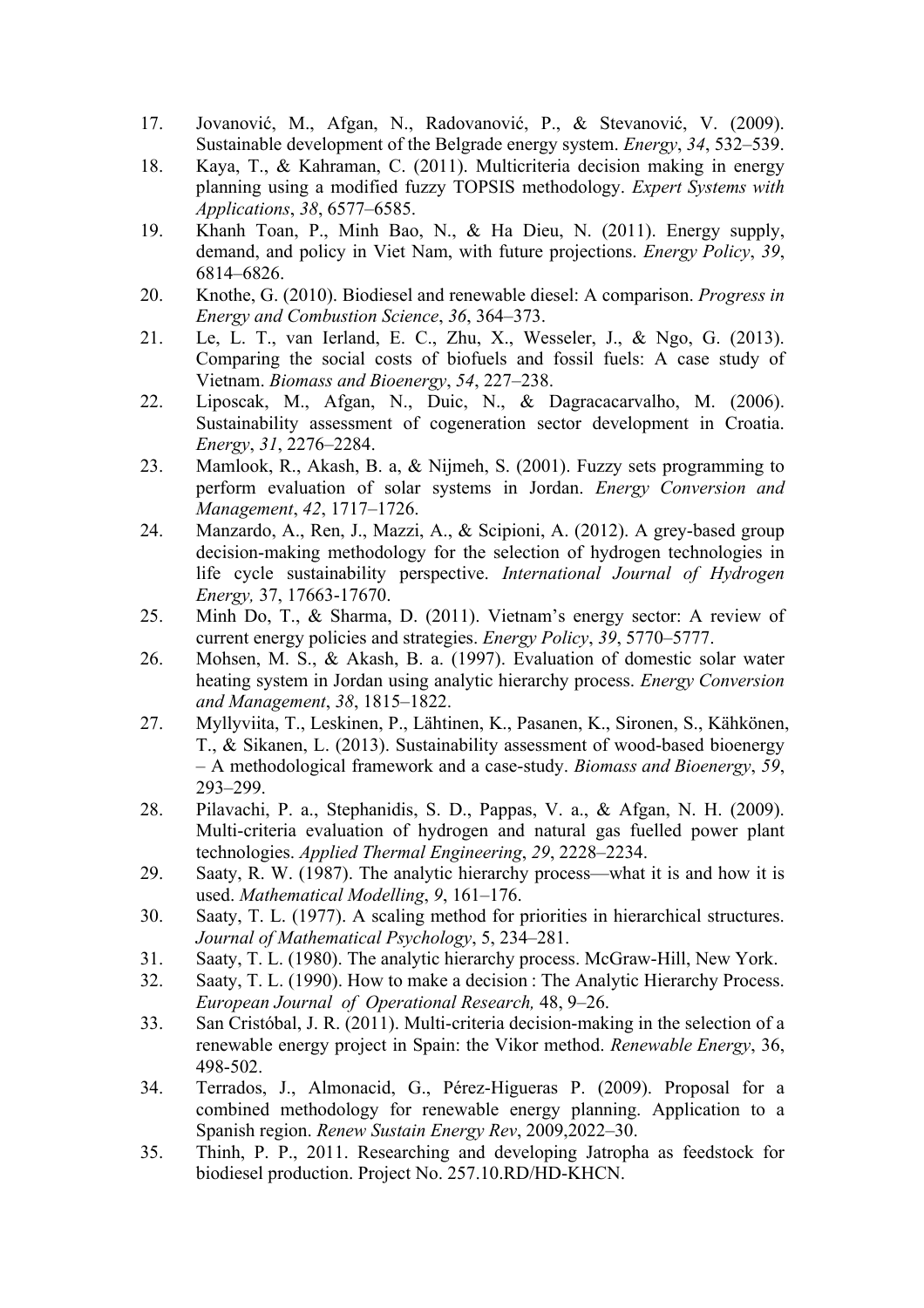17. Jovanović, M., Afgan, N., Radovanović, P., & Stevanović, V. (2009). Sustainable development of the Belgrade energy system. *Energy*, *34*, 532–539.
18. Kaya, T., & Kahraman, C. (2011). Multicriteria decision making in energy planning using a modified fuzzy TOPSIS methodology. *Expert Systems with Applications*, *38*, 6577–6585.
19. Khanh Toan, P., Minh Bao, N., & Ha Dieu, N. (2011). Energy supply, demand, and policy in Viet Nam, with future projections. *Energy Policy*, *39*, 6814–6826.
20. Knothe, G. (2010). Biodiesel and renewable diesel: A comparison. *Progress in Energy and Combustion Science*, *36*, 364–373.
21. Le, L. T., van Ierland, E. C., Zhu, X., Wesseler, J., & Ngo, G. (2013). Comparing the social costs of biofuels and fossil fuels: A case study of Vietnam. *Biomass and Bioenergy*, *54*, 227–238.
22. Liposcak, M., Afgan, N., Duic, N., & Dagracacarvalho, M. (2006). Sustainability assessment of cogeneration sector development in Croatia. *Energy*, *31*, 2276–2284.
23. Mamlook, R., Akash, B. a, & Nijmeh, S. (2001). Fuzzy sets programming to perform evaluation of solar systems in Jordan. *Energy Conversion and Management*, *42*, 1717–1726.
24. Manzardo, A., Ren, J., Mazzi, A., & Scipioni, A. (2012). A grey-based group decision-making methodology for the selection of hydrogen technologies in life cycle sustainability perspective. *International Journal of Hydrogen Energy,* 37, 17663-17670.
25. Minh Do, T., & Sharma, D. (2011). Vietnam's energy sector: A review of current energy policies and strategies. *Energy Policy*, *39*, 5770–5777.
26. Mohsen, M. S., & Akash, B. a. (1997). Evaluation of domestic solar water heating system in Jordan using analytic hierarchy process. *Energy Conversion and Management*, *38*, 1815–1822.
27. Myllyviita, T., Leskinen, P., Lähtinen, K., Pasanen, K., Sironen, S., Kähkönen, T., & Sikanen, L. (2013). Sustainability assessment of wood-based bioenergy – A methodological framework and a case-study. *Biomass and Bioenergy*, *59*, 293–299.
28. Pilavachi, P. a., Stephanidis, S. D., Pappas, V. a., & Afgan, N. H. (2009). Multi-criteria evaluation of hydrogen and natural gas fuelled power plant technologies. *Applied Thermal Engineering*, *29*, 2228–2234.
29. Saaty, R. W. (1987). The analytic hierarchy process—what it is and how it is used. *Mathematical Modelling*, *9*, 161–176.
30. Saaty, T. L. (1977). A scaling method for priorities in hierarchical structures. *Journal of Mathematical Psychology*, 5, 234–281.
31. Saaty, T. L. (1980). The analytic hierarchy process. McGraw-Hill, New York.
32. Saaty, T. L. (1990). How to make a decision : The Analytic Hierarchy Process. *European Journal of Operational Research,* 48, 9–26.
33. San Cristóbal, J. R. (2011). Multi-criteria decision-making in the selection of a renewable energy project in Spain: the Vikor method. *Renewable Energy*, 36, 498-502.
34. Terrados, J., Almonacid, G., Pérez-Higueras P. (2009). Proposal for a combined methodology for renewable energy planning. Application to a Spanish region. *Renew Sustain Energy Rev*, 2009,2022–30.
35. Thinh, P. P., 2011. Researching and developing Jatropha as feedstock for biodiesel production. Project No. 257.10.RD/HD-KHCN.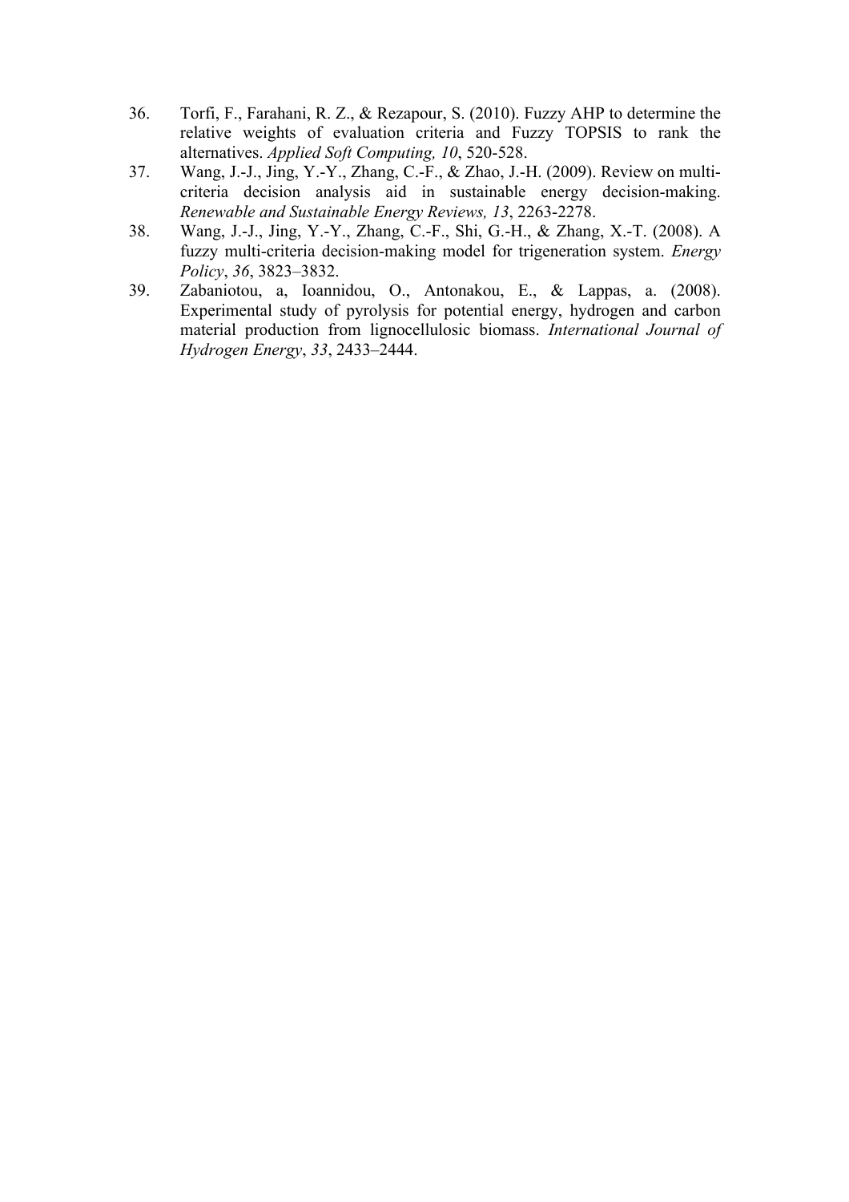36. Torfi, F., Farahani, R. Z., & Rezapour, S. (2010). Fuzzy AHP to determine the relative weights of evaluation criteria and Fuzzy TOPSIS to rank the alternatives. *Applied Soft Computing, 10*, 520-528.
37. Wang, J.-J., Jing, Y.-Y., Zhang, C.-F., & Zhao, J.-H. (2009). Review on multi-criteria decision analysis aid in sustainable energy decision-making. *Renewable and Sustainable Energy Reviews, 13*, 2263-2278.
38. Wang, J.-J., Jing, Y.-Y., Zhang, C.-F., Shi, G.-H., & Zhang, X.-T. (2008). A fuzzy multi-criteria decision-making model for trigeneration system. *Energy Policy*, *36*, 3823–3832.
39. Zabaniotou, a, Ioannidou, O., Antonakou, E., & Lappas, a. (2008). Experimental study of pyrolysis for potential energy, hydrogen and carbon material production from lignocellulosic biomass. *International Journal of Hydrogen Energy*, *33*, 2433–2444.